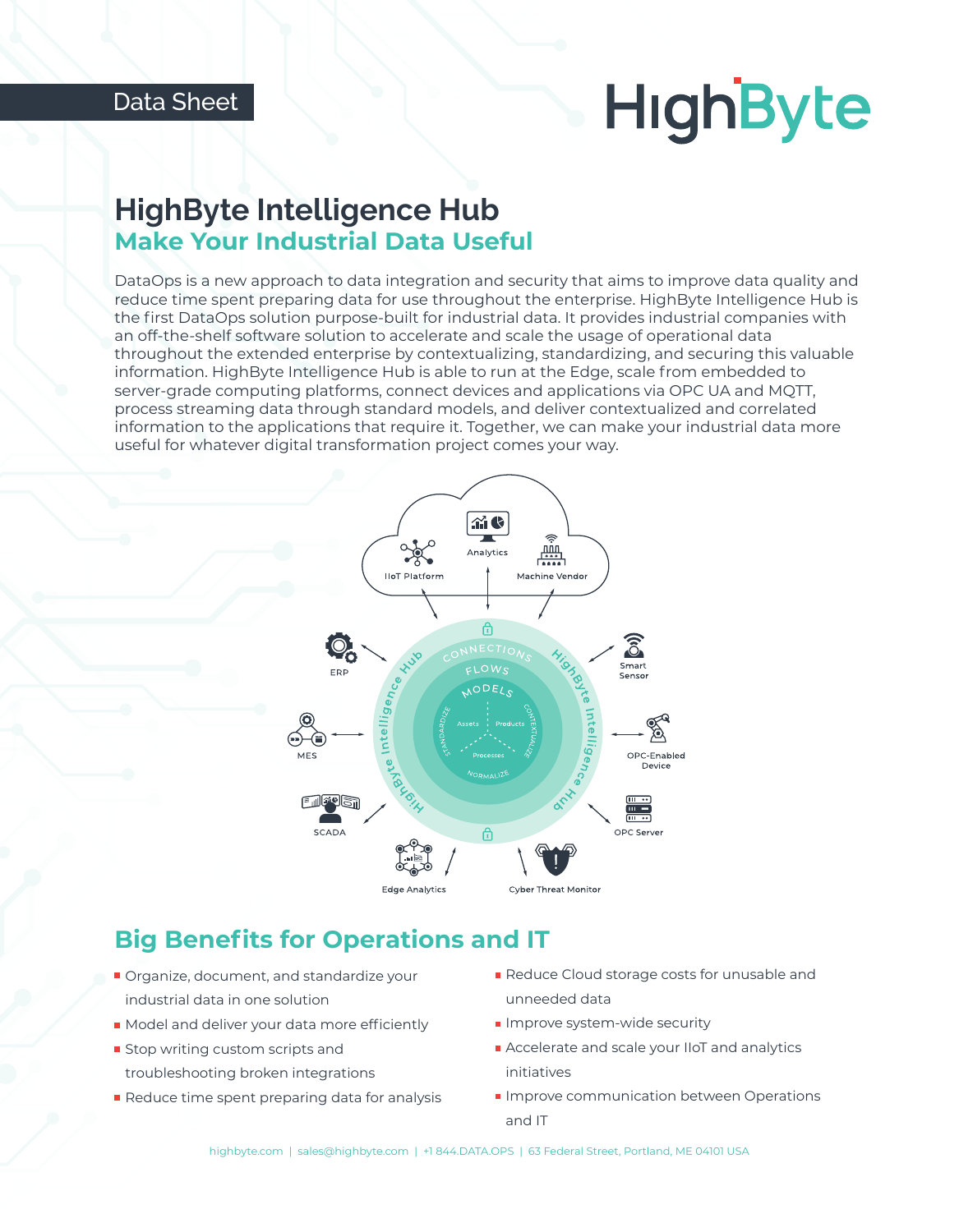Data Sheet

# HighByte Intelligence Hub

## Make Your Industrial Data Useful

DataOps is a new approach to data integration and security that aims to improve data quality and reduce time spent preparing data for use throughout the enterprise. HighByte Intelligence Hub is the first DataOps solution purpose-built for industrial data. It provides industrial companies with an off-the-shelf software solution to accelerate and scale the usage of operational data throughout the extended enterprise by contextualizing, standardizing, and securing this valuable information. HighByte Intelligence Hub is able to run at the Edge, scale from embedded to server-grade computing platforms, connect devices and applications via OPC UA and MQTT, process streaming data through standard models, and deliver contextualized and correlated information to the applications that require it. Together, we can make your industrial data more useful for whatever digital transformation project comes your way.

## Big Benefits for Operations and IT

- Organize, document, and standardize your industrial data in one solution
- Model and deliver your data more efficiently
- Stop writing custom scripts and troubleshooting broken integrations
- Reduce time spent preparing data for analysis
- Reduce Cloud storage costs for unusable and unneeded data
- Improve system-wide security
- Accelerate and scale your IIoT and analytics initiatives
- Improve communication between Operations and IT

highbyte.com | sales@highbyte.com | +1 844.DATA.OPS | 63 Federal Street, Portland, ME 04101 USA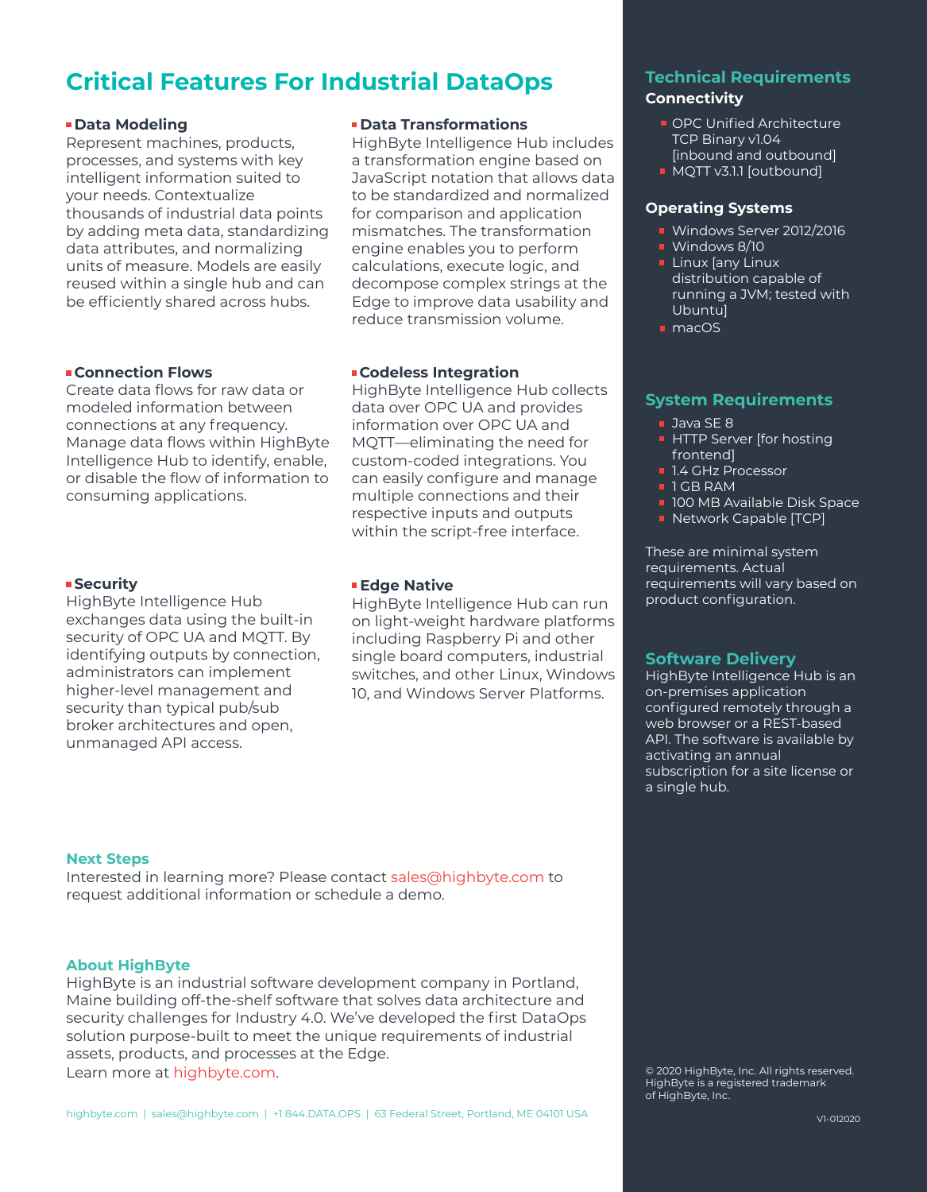# Critical Features For Industrial DataOps

### Data Modeling

Represent machines, products, processes, and systems with key intelligent information suited to your needs. Contextualize thousands of industrial data points by adding meta data, standardizing data attributes, and normalizing units of measure. Models are easily reused within a single hub and can be efficiently shared across hubs.

### Data Transformations

HighByte Intelligence Hub includes a transformation engine based on JavaScript notation that allows data to be standardized and normalized for comparison and application mismatches. The transformation engine enables you to perform calculations, execute logic, and decompose complex strings at the Edge to improve data usability and reduce transmission volume.

### Connection Flows

Create data flows for raw data or modeled information between connections at any frequency. Manage data flows within HighByte Intelligence Hub to identify, enable, or disable the flow of information to consuming applications.

### Codeless Integration

HighByte Intelligence Hub collects data over OPC UA and provides information over OPC UA and MQTT—eliminating the need for custom-coded integrations. You can easily configure and manage multiple connections and their respective inputs and outputs within the script-free interface.

### Security

HighByte Intelligence Hub exchanges data using the built-in security of OPC UA and MQTT. By identifying outputs by connection, administrators can implement higher-level management and security than typical pub/sub broker architectures and open, unmanaged API access.

### Edge Native

HighByte Intelligence Hub can run on light-weight hardware platforms including Raspberry Pi and other single board computers, industrial switches, and other Linux, Windows 10, and Windows Server Platforms.

## Next Steps

Interested in learning more? Please contact sales@highbyte.com to request additional information or schedule a demo.

## About HighByte

HighByte is an industrial software development company in Portland, Maine building off-the-shelf software that solves data architecture and security challenges for Industry 4.0. We've developed the first DataOps solution purpose-built to meet the unique requirements of industrial assets, products, and processes at the Edge.
Learn more at highbyte.com.

highbyte.com | sales@highbyte.com | +1 844.DATA.OPS | 63 Federal Street, Portland, ME 04101 USA

## Technical Requirements

### Connectivity

- OPC Unified Architecture TCP Binary v1.04 [inbound and outbound]
- MQTT v3.1.1 [outbound]

### Operating Systems

- Windows Server 2012/2016
- Windows 8/10
- Linux [any Linux distribution capable of running a JVM; tested with Ubuntu]
- macOS

## System Requirements

- Java SE 8
- HTTP Server [for hosting frontend]
- 1.4 GHz Processor
- 1 GB RAM
- 100 MB Available Disk Space
- Network Capable [TCP]

These are minimal system requirements. Actual requirements will vary based on product configuration.

## Software Delivery

HighByte Intelligence Hub is an on-premises application configured remotely through a web browser or a REST-based API. The software is available by activating an annual subscription for a site license or a single hub.

© 2020 HighByte, Inc. All rights reserved. HighByte is a registered trademark of HighByte, Inc.

V1-012020